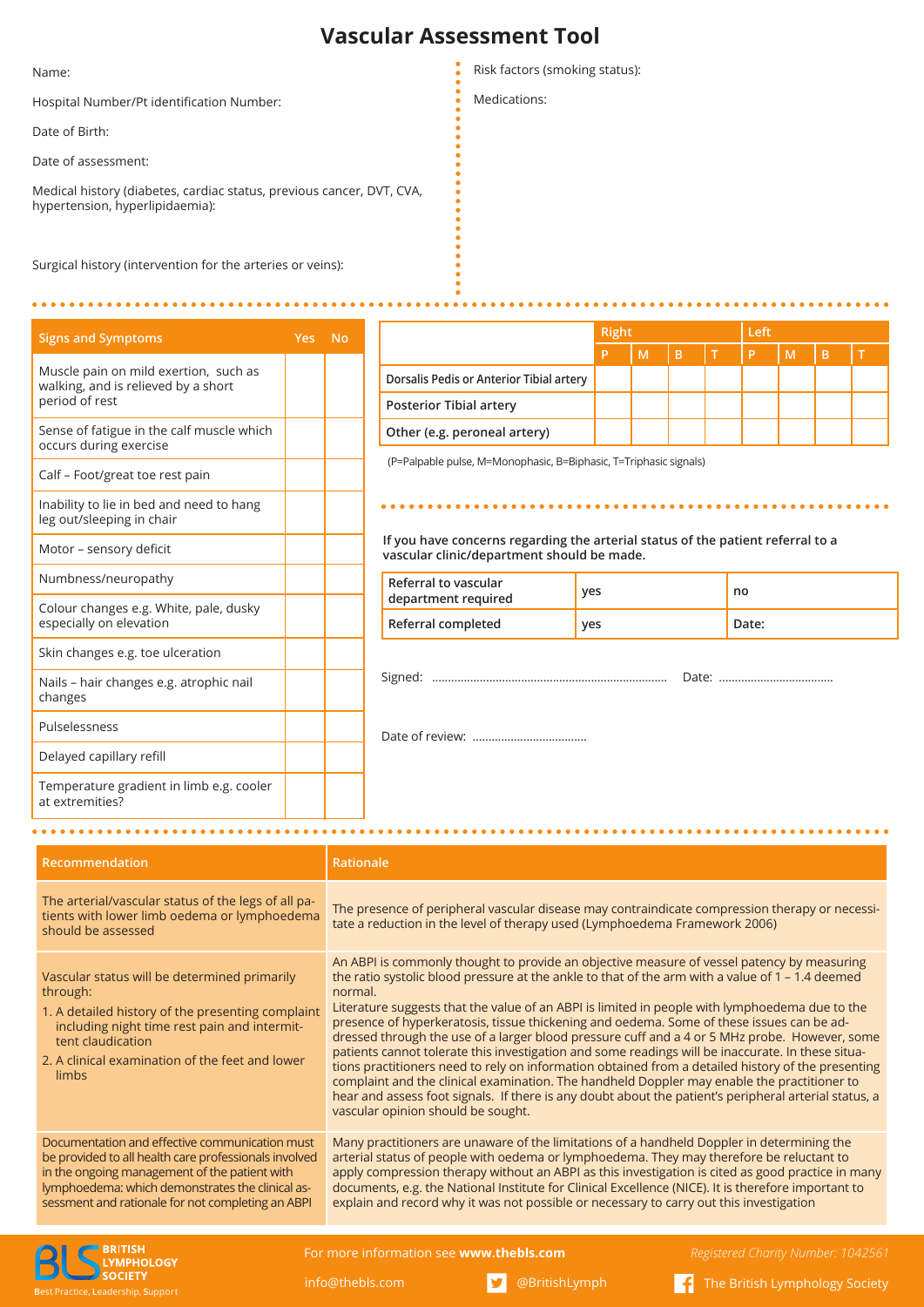# Vascular Assessment Tool

Name:

Hospital Number/Pt identification Number:

Date of Birth:

Date of assessment:

Medical history (diabetes, cardiac status, previous cancer, DVT, CVA, hypertension, hyperlipidaemia):

Surgical history (intervention for the arteries or veins):

Risk factors (smoking status):

Medications:

| Signs and Symptoms | Yes | No |
|---|---|---|
| Muscle pain on mild exertion, such as walking, and is relieved by a short period of rest | | |
| Sense of fatigue in the calf muscle which occurs during exercise | | |
| Calf – Foot/great toe rest pain | | |
| Inability to lie in bed and need to hang leg out/sleeping in chair | | |
| Motor – sensory deficit | | |
| Numbness/neuropathy | | |
| Colour changes e.g. White, pale, dusky especially on elevation | | |
| Skin changes e.g. toe ulceration | | |
| Nails – hair changes e.g. atrophic nail changes | | |
| Pulselessness | | |
| Delayed capillary refill | | |
| Temperature gradient in limb e.g. cooler at extremities? | | |

| | Right | | | | Left | | | |
|---|---|---|---|---|---|---|---|---|
| | P | M | B | T | P | M | B | T |
| Dorsalis Pedis or Anterior Tibial artery | | | | | | | | |
| Posterior Tibial artery | | | | | | | | |
| Other (e.g. peroneal artery) | | | | | | | | |

(P=Palpable pulse, M=Monophasic, B=Biphasic, T=Triphasic signals)

**If you have concerns regarding the arterial status of the patient referral to a vascular clinic/department should be made.**

| Referral to vascular department required | yes | no |
|---|---|---|
| Referral completed | yes | Date: |

Signed: ........................................................................ Date: ...................................

Date of review: ...................................

| Recommendation | Rationale |
|---|---|
| The arterial/vascular status of the legs of all patients with lower limb oedema or lymphoedema should be assessed | The presence of peripheral vascular disease may contraindicate compression therapy or necessitate a reduction in the level of therapy used (Lymphoedema Framework 2006) |
| Vascular status will be determined primarily through: 1. A detailed history of the presenting complaint including night time rest pain and intermittent claudication 2. A clinical examination of the feet and lower limbs | An ABPI is commonly thought to provide an objective measure of vessel patency by measuring the ratio systolic blood pressure at the ankle to that of the arm with a value of 1 – 1.4 deemed normal. Literature suggests that the value of an ABPI is limited in people with lymphoedema due to the presence of hyperkeratosis, tissue thickening and oedema. Some of these issues can be addressed through the use of a larger blood pressure cuff and a 4 or 5 MHz probe. However, some patients cannot tolerate this investigation and some readings will be inaccurate. In these situations practitioners need to rely on information obtained from a detailed history of the presenting complaint and the clinical examination. The handheld Doppler may enable the practitioner to hear and assess foot signals. If there is any doubt about the patient's peripheral arterial status, a vascular opinion should be sought. |
| Documentation and effective communication must be provided to all health care professionals involved in the ongoing management of the patient with lymphoedema: which demonstrates the clinical assessment and rationale for not completing an ABPI | Many practitioners are unaware of the limitations of a handheld Doppler in determining the arterial status of people with oedema or lymphoedema. They may therefore be reluctant to apply compression therapy without an ABPI as this investigation is cited as good practice in many documents, e.g. the National Institute for Clinical Excellence (NICE). It is therefore important to explain and record why it was not possible or necessary to carry out this investigation |

BRITISH LYMPHOLOGY SOCIETY — Best Practice, Leadership, Support

For more information see **www.thebls.com**

*Registered Charity Number: 1042561*

info@thebls.com @BritishLymph The British Lymphology Society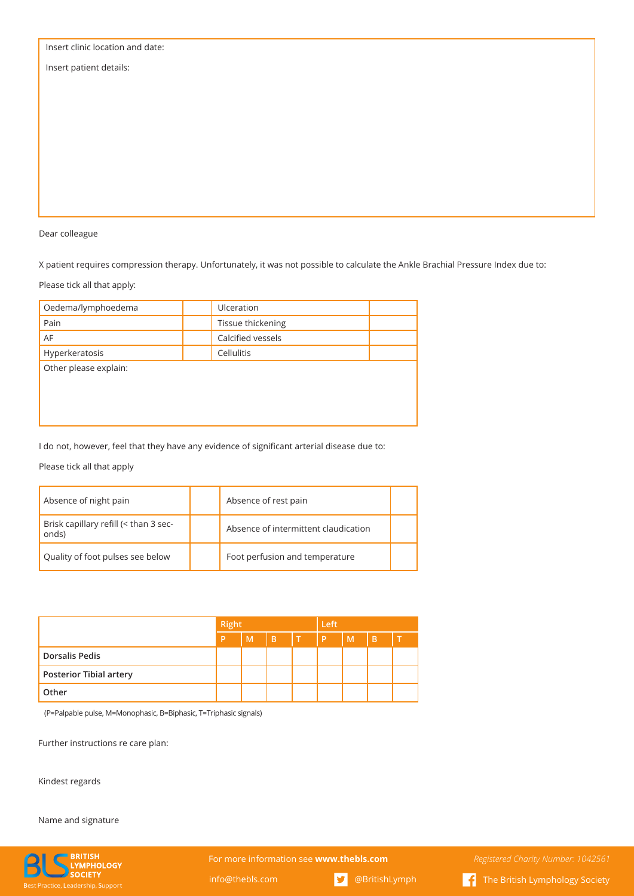Insert clinic location and date:

Insert patient details:

Dear colleague

X patient requires compression therapy. Unfortunately, it was not possible to calculate the Ankle Brachial Pressure Index due to:

Please tick all that apply:

| | | | |
|---|---|---|---|
| Oedema/lymphoedema | | Ulceration | |
| Pain | | Tissue thickening | |
| AF | | Calcified vessels | |
| Hyperkeratosis | | Cellulitis | |
| Other please explain: | | | |

I do not, however, feel that they have any evidence of significant arterial disease due to:

Please tick all that apply

| | | | |
|---|---|---|---|
| Absence of night pain | | Absence of rest pain | |
| Brisk capillary refill (< than 3 seconds) | | Absence of intermittent claudication | |
| Quality of foot pulses see below | | Foot perfusion and temperature | |

| | Right | | | | Left | | | |
|---|---|---|---|---|---|---|---|---|
| | P | M | B | T | P | M | B | T |
| **Dorsalis Pedis** | | | | | | | | |
| **Posterior Tibial artery** | | | | | | | | |
| **Other** | | | | | | | | |

(P=Palpable pulse, M=Monophasic, B=Biphasic, T=Triphasic signals)

Further instructions re care plan:

Kindest regards

Name and signature

BRITISH LYMPHOLOGY SOCIETY
Best Practice, Leadership, Support

For more information see **www.thebls.com**

*Registered Charity Number: 1042561*

info@thebls.com

@BritishLymph

The British Lymphology Society